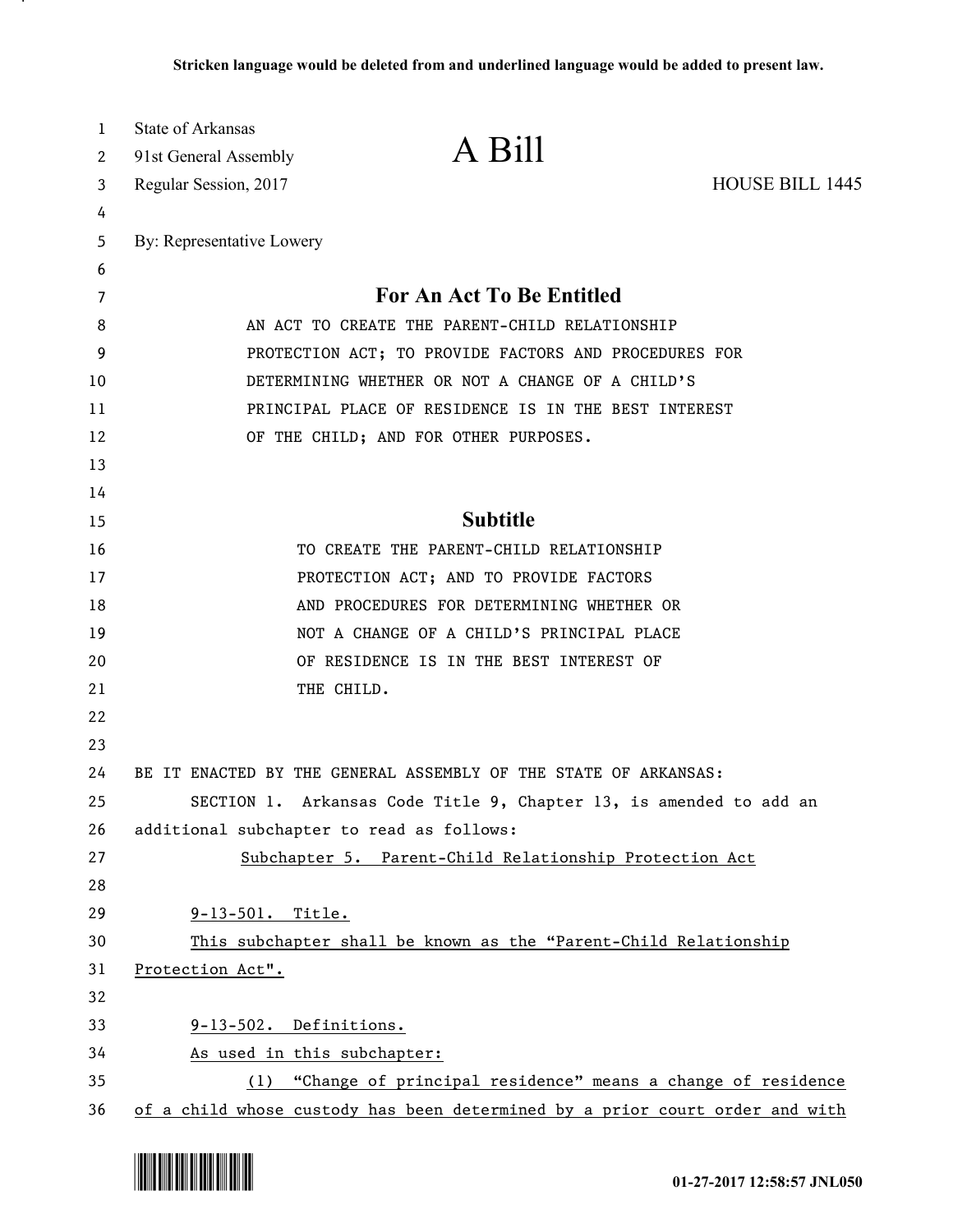**Stricken language would be deleted from and underlined language would be added to present law.**

State of Arkansas
91st General Assembly
Regular Session, 2017

# A Bill

HOUSE BILL 1445

By: Representative Lowery

## For An Act To Be Entitled

AN ACT TO CREATE THE PARENT-CHILD RELATIONSHIP PROTECTION ACT; TO PROVIDE FACTORS AND PROCEDURES FOR DETERMINING WHETHER OR NOT A CHANGE OF A CHILD'S PRINCIPAL PLACE OF RESIDENCE IS IN THE BEST INTEREST OF THE CHILD; AND FOR OTHER PURPOSES.

## Subtitle

TO CREATE THE PARENT-CHILD RELATIONSHIP PROTECTION ACT; AND TO PROVIDE FACTORS AND PROCEDURES FOR DETERMINING WHETHER OR NOT A CHANGE OF A CHILD'S PRINCIPAL PLACE OF RESIDENCE IS IN THE BEST INTEREST OF THE CHILD.

BE IT ENACTED BY THE GENERAL ASSEMBLY OF THE STATE OF ARKANSAS:

SECTION 1. Arkansas Code Title 9, Chapter 13, is amended to add an additional subchapter to read as follows:

<u>Subchapter 5. Parent-Child Relationship Protection Act</u>

<u>9-13-501. Title.</u>

<u>This subchapter shall be known as the "Parent-Child Relationship Protection Act".</u>

<u>9-13-502. Definitions.</u>

<u>As used in this subchapter:</u>

<u>(1) "Change of principal residence" means a change of residence of a child whose custody has been determined by a prior court order and with</u>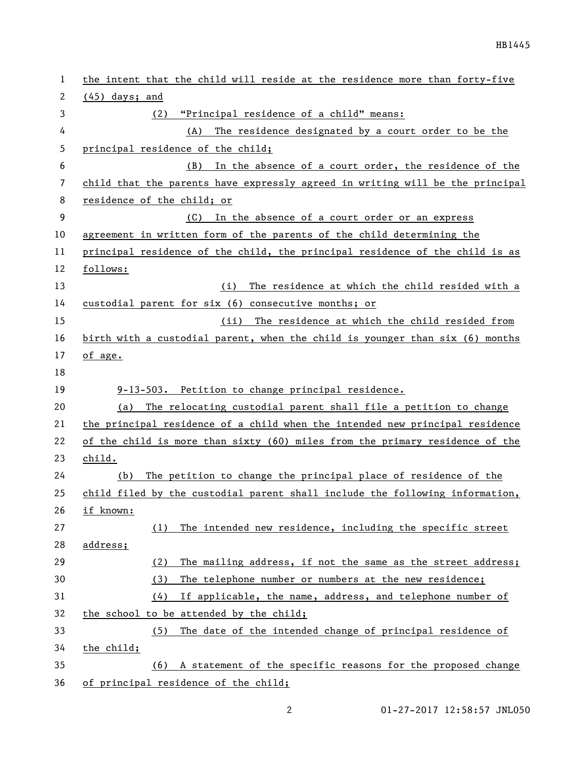the intent that the child will reside at the residence more than forty-five (45) days; and

(2) "Principal residence of a child" means:

(A) The residence designated by a court order to be the principal residence of the child;

(B) In the absence of a court order, the residence of the child that the parents have expressly agreed in writing will be the principal residence of the child; or

(C) In the absence of a court order or an express agreement in written form of the parents of the child determining the principal residence of the child, the principal residence of the child is as follows:

(i) The residence at which the child resided with a custodial parent for six (6) consecutive months; or

(ii) The residence at which the child resided from birth with a custodial parent, when the child is younger than six (6) months of age.

9-13-503. Petition to change principal residence.

(a) The relocating custodial parent shall file a petition to change the principal residence of a child when the intended new principal residence of the child is more than sixty (60) miles from the primary residence of the child.

(b) The petition to change the principal place of residence of the child filed by the custodial parent shall include the following information, if known:

(1) The intended new residence, including the specific street address;

(2) The mailing address, if not the same as the street address;

(3) The telephone number or numbers at the new residence;

(4) If applicable, the name, address, and telephone number of the school to be attended by the child;

(5) The date of the intended change of principal residence of the child;

(6) A statement of the specific reasons for the proposed change of principal residence of the child;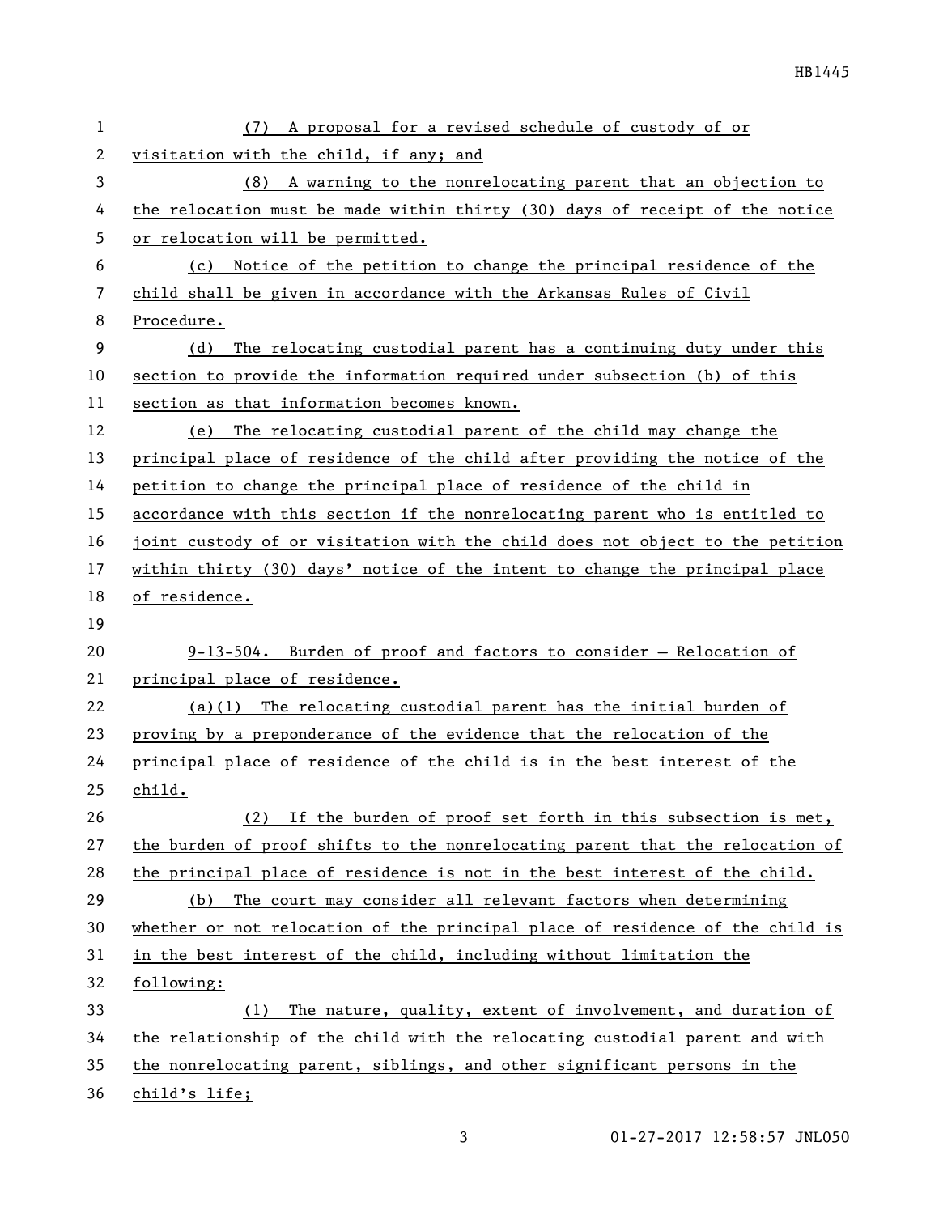(7) A proposal for a revised schedule of custody of or visitation with the child, if any; and

(8) A warning to the nonrelocating parent that an objection to the relocation must be made within thirty (30) days of receipt of the notice or relocation will be permitted.

(c) Notice of the petition to change the principal residence of the child shall be given in accordance with the Arkansas Rules of Civil Procedure.

(d) The relocating custodial parent has a continuing duty under this section to provide the information required under subsection (b) of this section as that information becomes known.

(e) The relocating custodial parent of the child may change the principal place of residence of the child after providing the notice of the petition to change the principal place of residence of the child in accordance with this section if the nonrelocating parent who is entitled to joint custody of or visitation with the child does not object to the petition within thirty (30) days' notice of the intent to change the principal place of residence.

9-13-504. Burden of proof and factors to consider — Relocation of principal place of residence.

(a)(1) The relocating custodial parent has the initial burden of proving by a preponderance of the evidence that the relocation of the principal place of residence of the child is in the best interest of the child.

(2) If the burden of proof set forth in this subsection is met, the burden of proof shifts to the nonrelocating parent that the relocation of the principal place of residence is not in the best interest of the child.

(b) The court may consider all relevant factors when determining whether or not relocation of the principal place of residence of the child is in the best interest of the child, including without limitation the following:

(1) The nature, quality, extent of involvement, and duration of the relationship of the child with the relocating custodial parent and with the nonrelocating parent, siblings, and other significant persons in the child's life;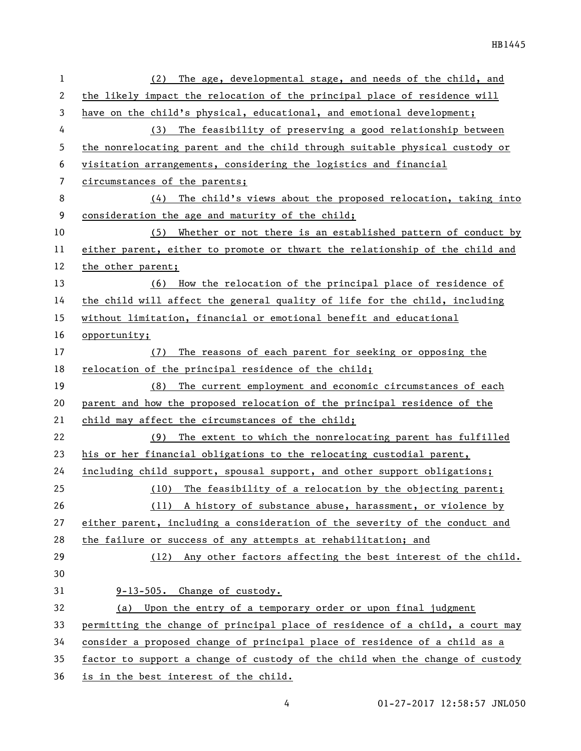(2) The age, developmental stage, and needs of the child, and the likely impact the relocation of the principal place of residence will have on the child's physical, educational, and emotional development;

(3) The feasibility of preserving a good relationship between the nonrelocating parent and the child through suitable physical custody or visitation arrangements, considering the logistics and financial circumstances of the parents;

(4) The child's views about the proposed relocation, taking into consideration the age and maturity of the child;

(5) Whether or not there is an established pattern of conduct by either parent, either to promote or thwart the relationship of the child and the other parent;

(6) How the relocation of the principal place of residence of the child will affect the general quality of life for the child, including without limitation, financial or emotional benefit and educational opportunity;

(7) The reasons of each parent for seeking or opposing the relocation of the principal residence of the child;

(8) The current employment and economic circumstances of each parent and how the proposed relocation of the principal residence of the child may affect the circumstances of the child;

(9) The extent to which the nonrelocating parent has fulfilled his or her financial obligations to the relocating custodial parent, including child support, spousal support, and other support obligations;

(10) The feasibility of a relocation by the objecting parent;

(11) A history of substance abuse, harassment, or violence by either parent, including a consideration of the severity of the conduct and the failure or success of any attempts at rehabilitation; and

(12) Any other factors affecting the best interest of the child.

9-13-505. Change of custody.

(a) Upon the entry of a temporary order or upon final judgment permitting the change of principal place of residence of a child, a court may consider a proposed change of principal place of residence of a child as a factor to support a change of custody of the child when the change of custody is in the best interest of the child.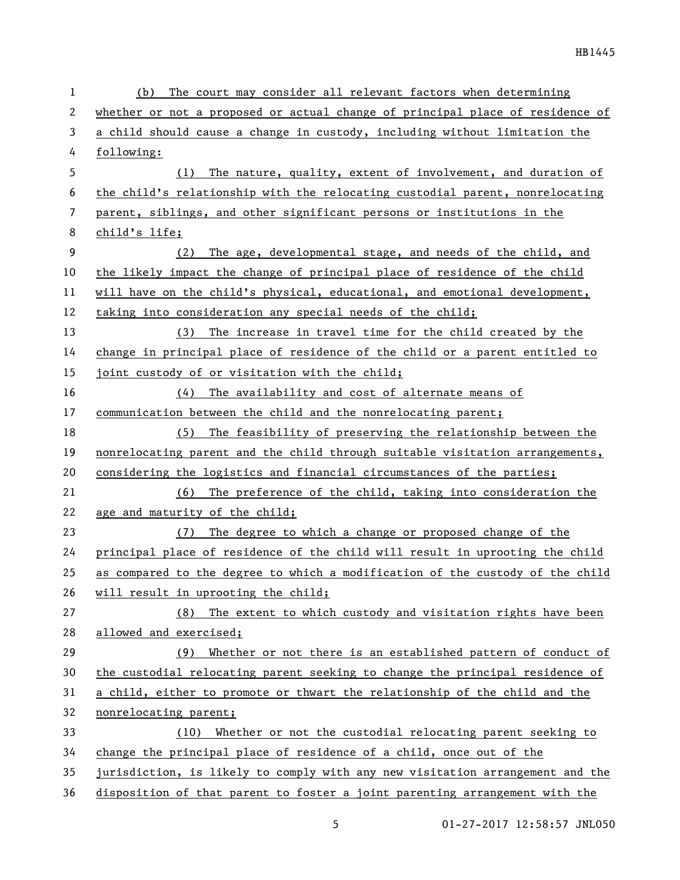(b) The court may consider all relevant factors when determining whether or not a proposed or actual change of principal place of residence of a child should cause a change in custody, including without limitation the following:

(1) The nature, quality, extent of involvement, and duration of the child's relationship with the relocating custodial parent, nonrelocating parent, siblings, and other significant persons or institutions in the child's life;

(2) The age, developmental stage, and needs of the child, and the likely impact the change of principal place of residence of the child will have on the child's physical, educational, and emotional development, taking into consideration any special needs of the child;

(3) The increase in travel time for the child created by the change in principal place of residence of the child or a parent entitled to joint custody of or visitation with the child;

(4) The availability and cost of alternate means of communication between the child and the nonrelocating parent;

(5) The feasibility of preserving the relationship between the nonrelocating parent and the child through suitable visitation arrangements, considering the logistics and financial circumstances of the parties;

(6) The preference of the child, taking into consideration the age and maturity of the child;

(7) The degree to which a change or proposed change of the principal place of residence of the child will result in uprooting the child as compared to the degree to which a modification of the custody of the child will result in uprooting the child;

(8) The extent to which custody and visitation rights have been allowed and exercised;

(9) Whether or not there is an established pattern of conduct of the custodial relocating parent seeking to change the principal residence of a child, either to promote or thwart the relationship of the child and the nonrelocating parent;

(10) Whether or not the custodial relocating parent seeking to change the principal place of residence of a child, once out of the jurisdiction, is likely to comply with any new visitation arrangement and the disposition of that parent to foster a joint parenting arrangement with the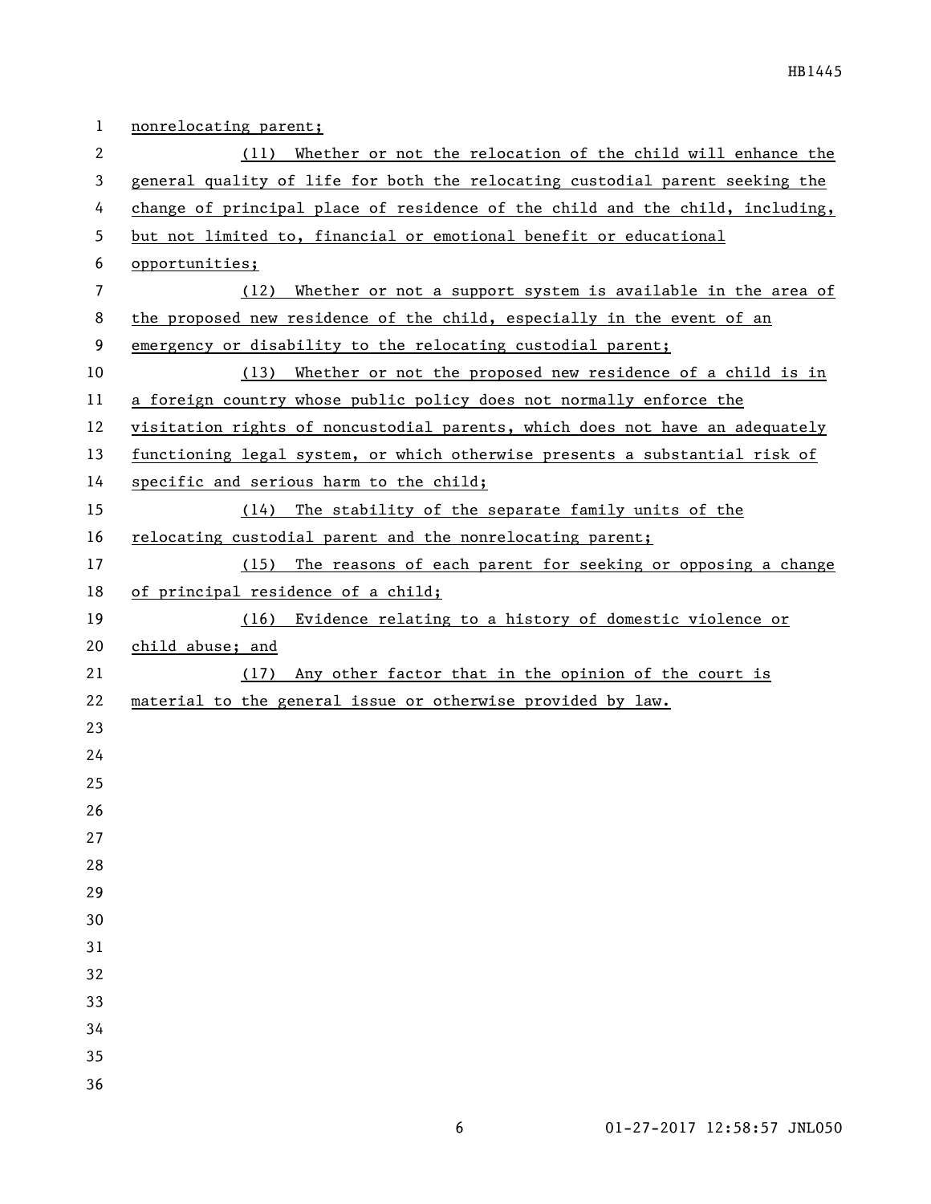nonrelocating parent;

(11) Whether or not the relocation of the child will enhance the general quality of life for both the relocating custodial parent seeking the change of principal place of residence of the child and the child, including, but not limited to, financial or emotional benefit or educational opportunities;

(12) Whether or not a support system is available in the area of the proposed new residence of the child, especially in the event of an emergency or disability to the relocating custodial parent;

(13) Whether or not the proposed new residence of a child is in a foreign country whose public policy does not normally enforce the visitation rights of noncustodial parents, which does not have an adequately functioning legal system, or which otherwise presents a substantial risk of specific and serious harm to the child;

(14) The stability of the separate family units of the relocating custodial parent and the nonrelocating parent;

(15) The reasons of each parent for seeking or opposing a change of principal residence of a child;

(16) Evidence relating to a history of domestic violence or child abuse; and

(17) Any other factor that in the opinion of the court is material to the general issue or otherwise provided by law.